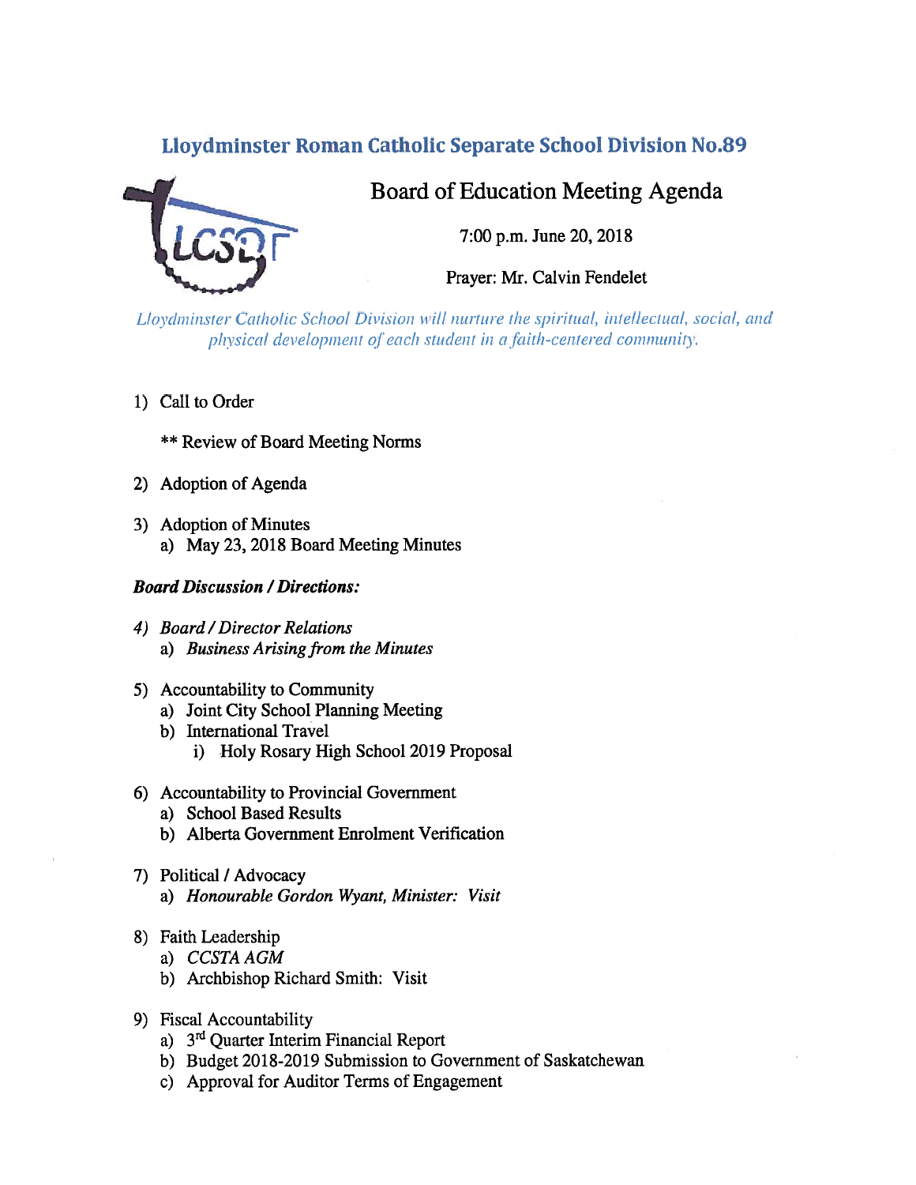# Lloydminster Roman Catholic Separate School Division No.89

## Board of Education Meeting Agenda

7:00 p.m. June 20, 2018

Prayer: Mr. Calvin Fendelet

*Lloydminster Catholic School Division will nurture the spiritual, intellectual, social, and physical development of each student in a faith-centered community.*

1) Call to Order

   ** Review of Board Meeting Norms

2) Adoption of Agenda

3) Adoption of Minutes
   a) May 23, 2018 Board Meeting Minutes

***Board Discussion / Directions:***

4) *Board / Director Relations*
   a) *Business Arising from the Minutes*

5) Accountability to Community
   a) Joint City School Planning Meeting
   b) International Travel
      i) Holy Rosary High School 2019 Proposal

6) Accountability to Provincial Government
   a) School Based Results
   b) Alberta Government Enrolment Verification

7) Political / Advocacy
   a) *Honourable Gordon Wyant, Minister: Visit*

8) Faith Leadership
   a) *CCSTA AGM*
   b) Archbishop Richard Smith: Visit

9) Fiscal Accountability
   a) 3rd Quarter Interim Financial Report
   b) Budget 2018-2019 Submission to Government of Saskatchewan
   c) Approval for Auditor Terms of Engagement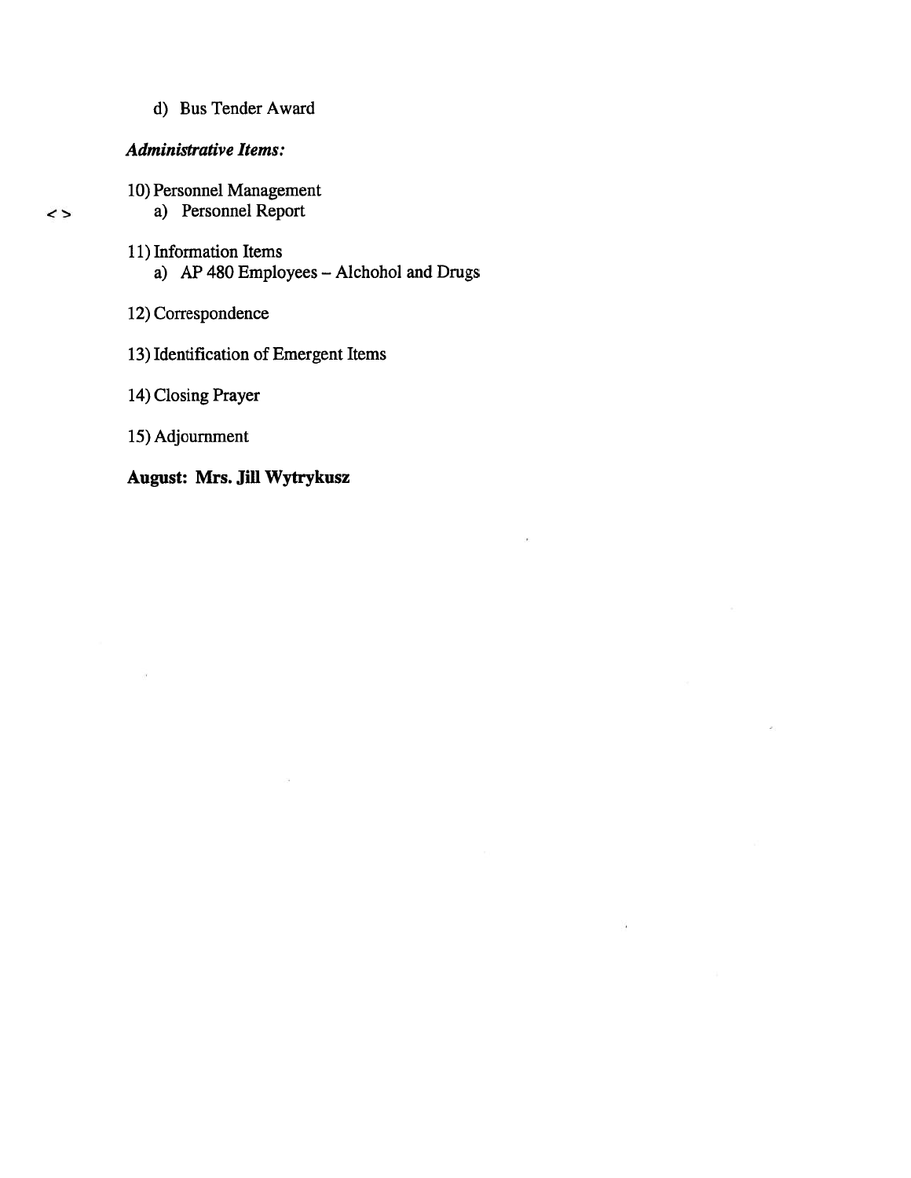d) Bus Tender Award

*Administrative Items:*

10) Personnel Management

< > a) Personnel Report

11) Information Items
    a) AP 480 Employees – Alchohol and Drugs

12) Correspondence

13) Identification of Emergent Items

14) Closing Prayer

15) Adjournment

**August: Mrs. Jill Wytrykusz**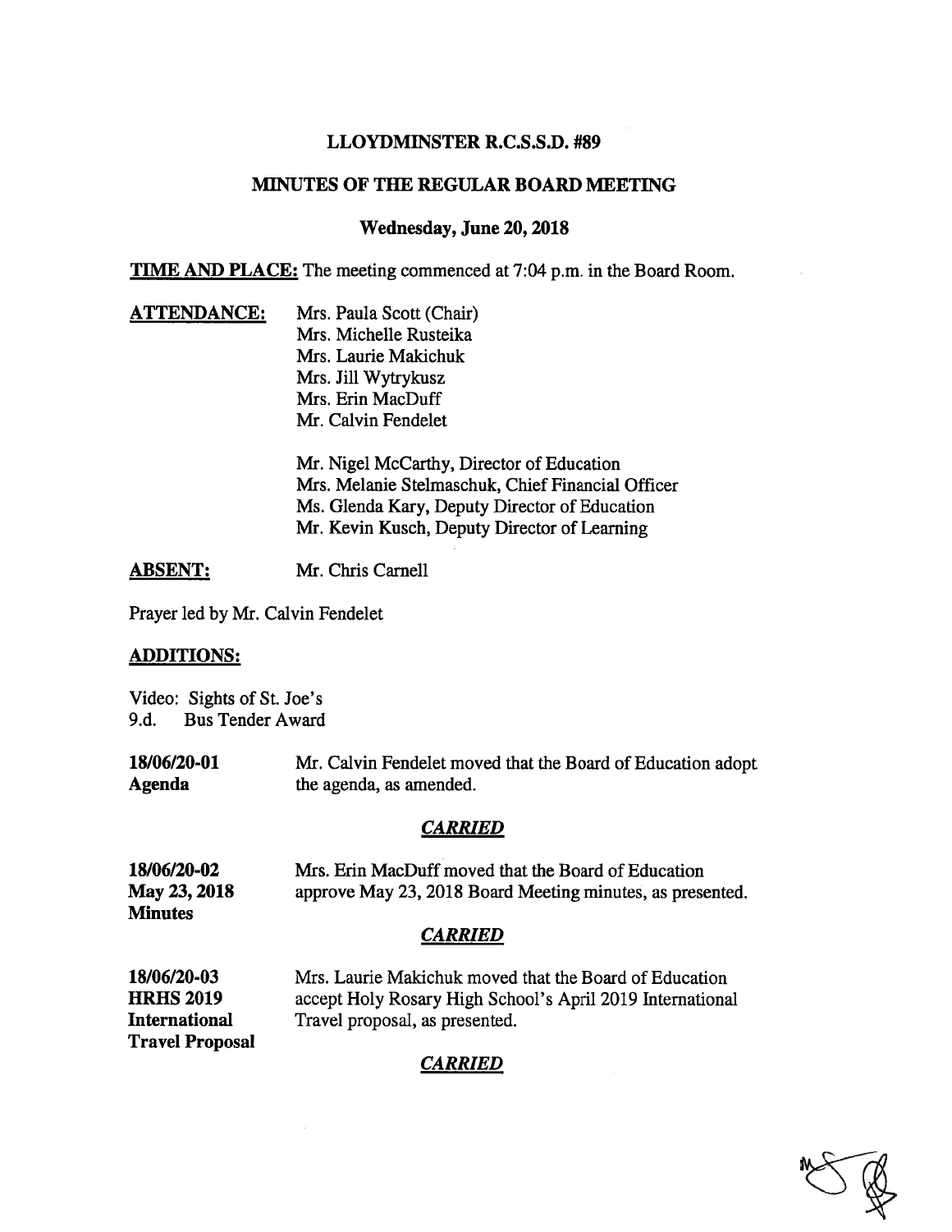**LLOYDMINSTER R.C.S.S.D. #89**

**MINUTES OF THE REGULAR BOARD MEETING**

**Wednesday, June 20, 2018**

**TIME AND PLACE:** The meeting commenced at 7:04 p.m. in the Board Room.

**ATTENDANCE:**
Mrs. Paula Scott (Chair)
Mrs. Michelle Rusteika
Mrs. Laurie Makichuk
Mrs. Jill Wytrykusz
Mrs. Erin MacDuff
Mr. Calvin Fendelet

Mr. Nigel McCarthy, Director of Education
Mrs. Melanie Stelmaschuk, Chief Financial Officer
Ms. Glenda Kary, Deputy Director of Education
Mr. Kevin Kusch, Deputy Director of Learning

**ABSENT:** Mr. Chris Carnell

Prayer led by Mr. Calvin Fendelet

**ADDITIONS:**

Video: Sights of St. Joe's
9.d. Bus Tender Award

**18/06/20-01**
**Agenda**

Mr. Calvin Fendelet moved that the Board of Education adopt the agenda, as amended.

***CARRIED***

**18/06/20-02**
**May 23, 2018 Minutes**

Mrs. Erin MacDuff moved that the Board of Education approve May 23, 2018 Board Meeting minutes, as presented.

***CARRIED***

**18/06/20-03**
**HRHS 2019 International Travel Proposal**

Mrs. Laurie Makichuk moved that the Board of Education accept Holy Rosary High School's April 2019 International Travel proposal, as presented.

***CARRIED***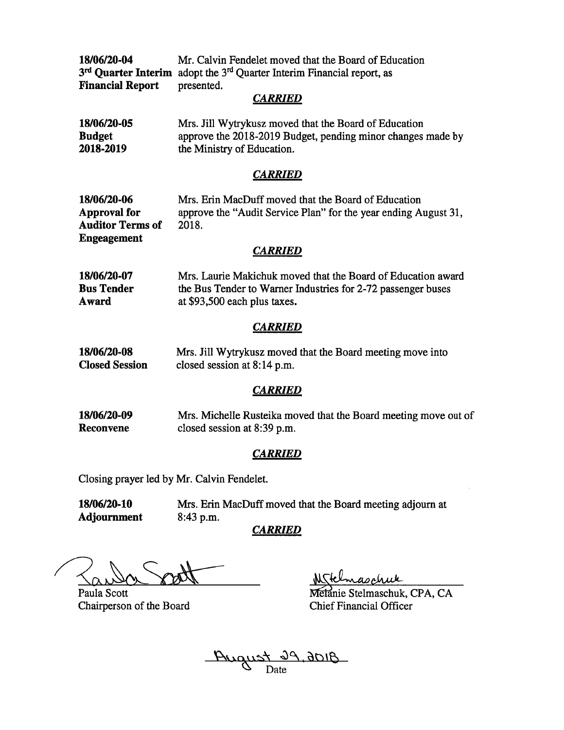**18/06/20-04**
**3rd Quarter Interim Financial Report**

Mr. Calvin Fendelet moved that the Board of Education adopt the 3rd Quarter Interim Financial report, as presented.

***CARRIED***

**18/06/20-05**
**Budget 2018-2019**

Mrs. Jill Wytrykusz moved that the Board of Education approve the 2018-2019 Budget, pending minor changes made by the Ministry of Education.

***CARRIED***

**18/06/20-06**
**Approval for Auditor Terms of Engeagement**

Mrs. Erin MacDuff moved that the Board of Education approve the "Audit Service Plan" for the year ending August 31, 2018.

***CARRIED***

**18/06/20-07**
**Bus Tender Award**

Mrs. Laurie Makichuk moved that the Board of Education award the Bus Tender to Warner Industries for 2-72 passenger buses at $93,500 each plus taxes.

***CARRIED***

**18/06/20-08**
**Closed Session**

Mrs. Jill Wytrykusz moved that the Board meeting move into closed session at 8:14 p.m.

***CARRIED***

**18/06/20-09**
**Reconvene**

Mrs. Michelle Rusteika moved that the Board meeting move out of closed session at 8:39 p.m.

***CARRIED***

Closing prayer led by Mr. Calvin Fendelet.

**18/06/20-10**
**Adjournment**

Mrs. Erin MacDuff moved that the Board meeting adjourn at 8:43 p.m.

***CARRIED***

Paula Scott
Chairperson of the Board

Melanie Stelmaschuk, CPA, CA
Chief Financial Officer

August 29, 2018
Date